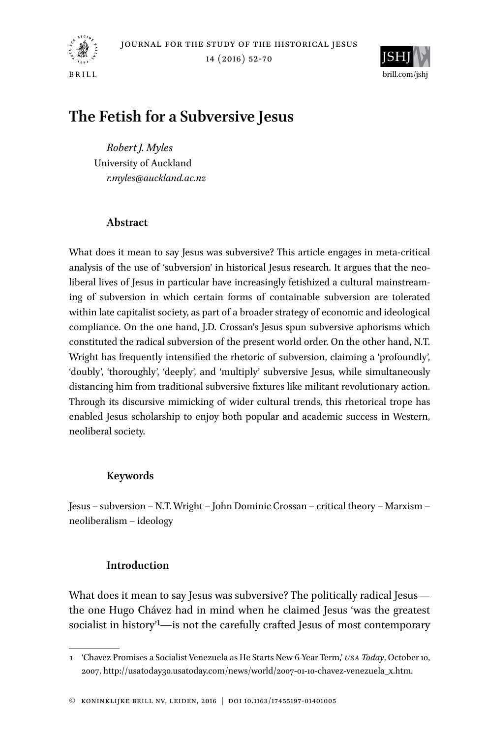# The Fetish for a Subversive Jesus

*Robert J. Myles*
University of Auckland
*r.myles@auckland.ac.nz*

## Abstract

What does it mean to say Jesus was subversive? This article engages in meta-critical analysis of the use of 'subversion' in historical Jesus research. It argues that the neoliberal lives of Jesus in particular have increasingly fetishized a cultural mainstreaming of subversion in which certain forms of containable subversion are tolerated within late capitalist society, as part of a broader strategy of economic and ideological compliance. On the one hand, J.D. Crossan's Jesus spun subversive aphorisms which constituted the radical subversion of the present world order. On the other hand, N.T. Wright has frequently intensified the rhetoric of subversion, claiming a 'profoundly', 'doubly', 'thoroughly', 'deeply', and 'multiply' subversive Jesus, while simultaneously distancing him from traditional subversive fixtures like militant revolutionary action. Through its discursive mimicking of wider cultural trends, this rhetorical trope has enabled Jesus scholarship to enjoy both popular and academic success in Western, neoliberal society.

## Keywords

Jesus – subversion – N.T. Wright – John Dominic Crossan – critical theory – Marxism – neoliberalism – ideology

## Introduction

What does it mean to say Jesus was subversive? The politically radical Jesus—the one Hugo Chávez had in mind when he claimed Jesus 'was the greatest socialist in history'[1]—is not the carefully crafted Jesus of most contemporary

---

1 'Chavez Promises a Socialist Venezuela as He Starts New 6-Year Term,' *USA Today*, October 10, 2007, http://usatoday30.usatoday.com/news/world/2007-01-10-chavez-venezuela_x.htm.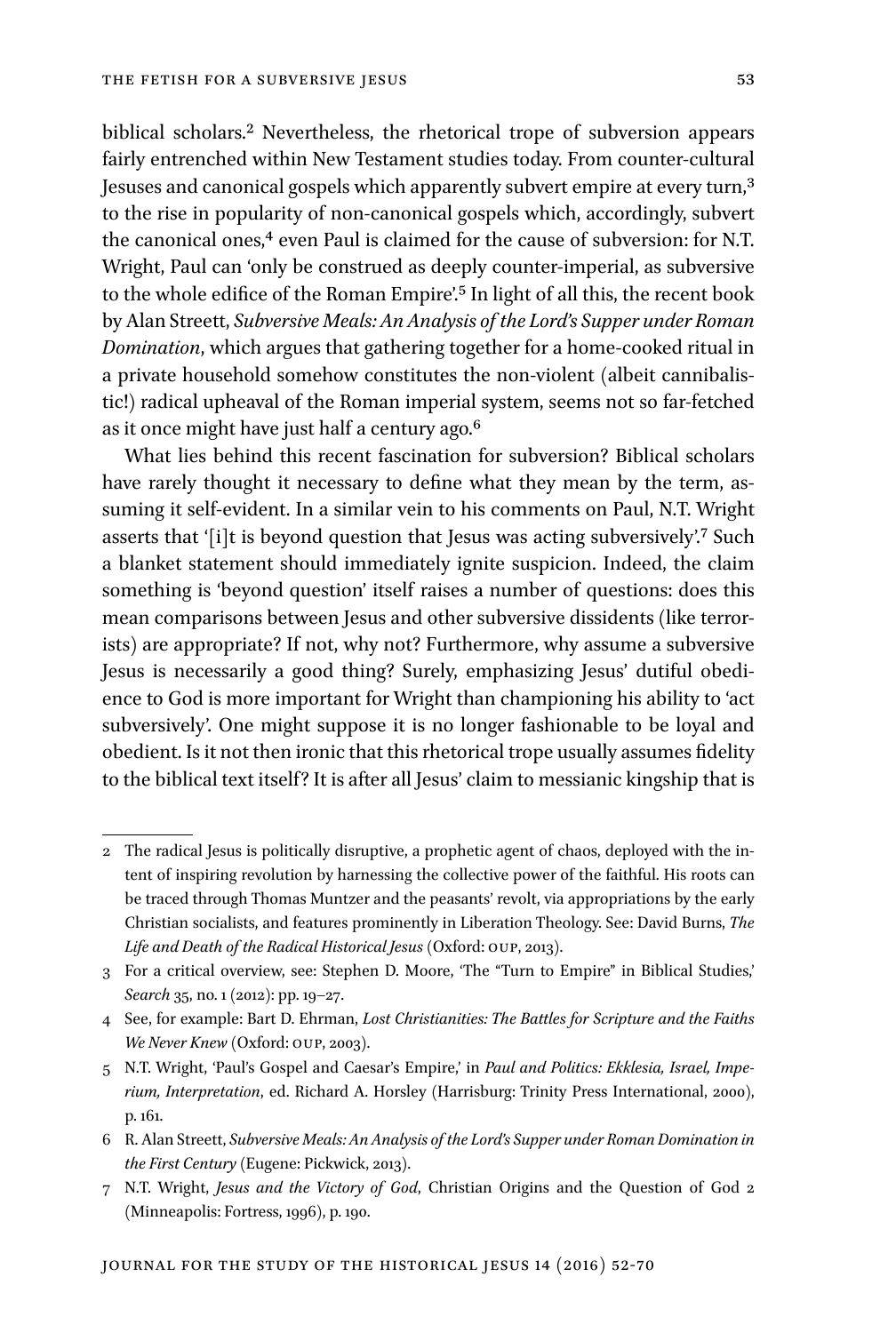biblical scholars.[2] Nevertheless, the rhetorical trope of subversion appears fairly entrenched within New Testament studies today. From counter-cultural Jesuses and canonical gospels which apparently subvert empire at every turn,[3] to the rise in popularity of non-canonical gospels which, accordingly, subvert the canonical ones,[4] even Paul is claimed for the cause of subversion: for N.T. Wright, Paul can 'only be construed as deeply counter-imperial, as subversive to the whole edifice of the Roman Empire'.[5] In light of all this, the recent book by Alan Streett, *Subversive Meals: An Analysis of the Lord's Supper under Roman Domination*, which argues that gathering together for a home-cooked ritual in a private household somehow constitutes the non-violent (albeit cannibalistic!) radical upheaval of the Roman imperial system, seems not so far-fetched as it once might have just half a century ago.[6]

What lies behind this recent fascination for subversion? Biblical scholars have rarely thought it necessary to define what they mean by the term, assuming it self-evident. In a similar vein to his comments on Paul, N.T. Wright asserts that '[i]t is beyond question that Jesus was acting subversively'.[7] Such a blanket statement should immediately ignite suspicion. Indeed, the claim something is 'beyond question' itself raises a number of questions: does this mean comparisons between Jesus and other subversive dissidents (like terrorists) are appropriate? If not, why not? Furthermore, why assume a subversive Jesus is necessarily a good thing? Surely, emphasizing Jesus' dutiful obedience to God is more important for Wright than championing his ability to 'act subversively'. One might suppose it is no longer fashionable to be loyal and obedient. Is it not then ironic that this rhetorical trope usually assumes fidelity to the biblical text itself? It is after all Jesus' claim to messianic kingship that is

---

2 The radical Jesus is politically disruptive, a prophetic agent of chaos, deployed with the intent of inspiring revolution by harnessing the collective power of the faithful. His roots can be traced through Thomas Muntzer and the peasants' revolt, via appropriations by the early Christian socialists, and features prominently in Liberation Theology. See: David Burns, *The Life and Death of the Radical Historical Jesus* (Oxford: OUP, 2013).

3 For a critical overview, see: Stephen D. Moore, 'The "Turn to Empire" in Biblical Studies,' *Search* 35, no. 1 (2012): pp. 19–27.

4 See, for example: Bart D. Ehrman, *Lost Christianities: The Battles for Scripture and the Faiths We Never Knew* (Oxford: OUP, 2003).

5 N.T. Wright, 'Paul's Gospel and Caesar's Empire,' in *Paul and Politics: Ekklesia, Israel, Imperium, Interpretation*, ed. Richard A. Horsley (Harrisburg: Trinity Press International, 2000), p. 161.

6 R. Alan Streett, *Subversive Meals: An Analysis of the Lord's Supper under Roman Domination in the First Century* (Eugene: Pickwick, 2013).

7 N.T. Wright, *Jesus and the Victory of God*, Christian Origins and the Question of God 2 (Minneapolis: Fortress, 1996), p. 190.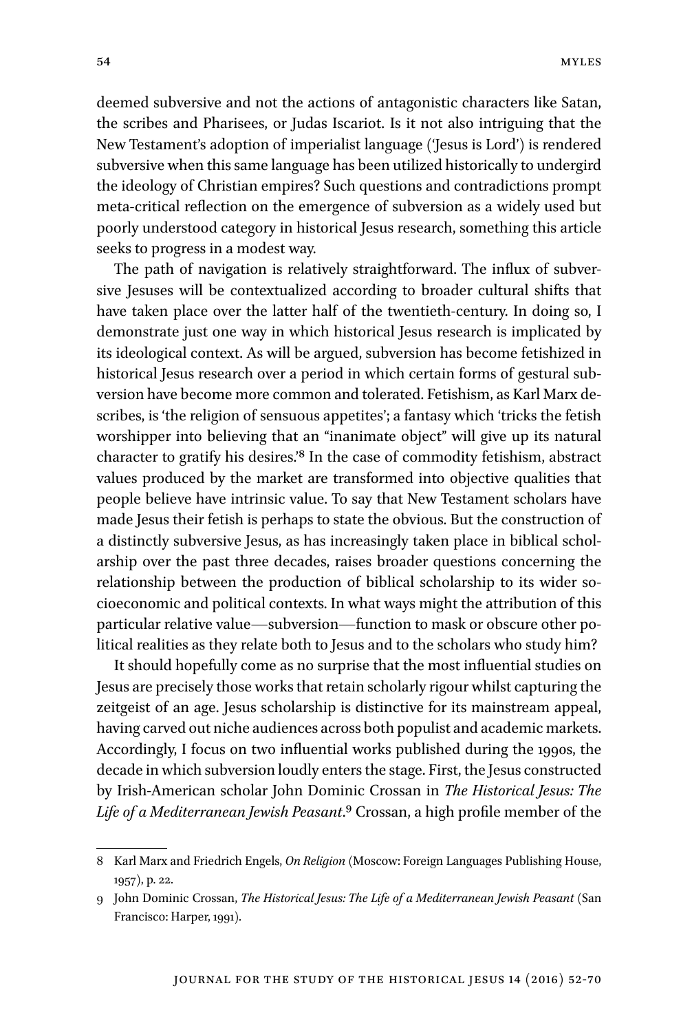deemed subversive and not the actions of antagonistic characters like Satan, the scribes and Pharisees, or Judas Iscariot. Is it not also intriguing that the New Testament's adoption of imperialist language ('Jesus is Lord') is rendered subversive when this same language has been utilized historically to undergird the ideology of Christian empires? Such questions and contradictions prompt meta-critical reflection on the emergence of subversion as a widely used but poorly understood category in historical Jesus research, something this article seeks to progress in a modest way.

The path of navigation is relatively straightforward. The influx of subversive Jesuses will be contextualized according to broader cultural shifts that have taken place over the latter half of the twentieth-century. In doing so, I demonstrate just one way in which historical Jesus research is implicated by its ideological context. As will be argued, subversion has become fetishized in historical Jesus research over a period in which certain forms of gestural subversion have become more common and tolerated. Fetishism, as Karl Marx describes, is 'the religion of sensuous appetites'; a fantasy which 'tricks the fetish worshipper into believing that an "inanimate object" will give up its natural character to gratify his desires.'[8] In the case of commodity fetishism, abstract values produced by the market are transformed into objective qualities that people believe have intrinsic value. To say that New Testament scholars have made Jesus their fetish is perhaps to state the obvious. But the construction of a distinctly subversive Jesus, as has increasingly taken place in biblical scholarship over the past three decades, raises broader questions concerning the relationship between the production of biblical scholarship to its wider socioeconomic and political contexts. In what ways might the attribution of this particular relative value—subversion—function to mask or obscure other political realities as they relate both to Jesus and to the scholars who study him?

It should hopefully come as no surprise that the most influential studies on Jesus are precisely those works that retain scholarly rigour whilst capturing the zeitgeist of an age. Jesus scholarship is distinctive for its mainstream appeal, having carved out niche audiences across both populist and academic markets. Accordingly, I focus on two influential works published during the 1990s, the decade in which subversion loudly enters the stage. First, the Jesus constructed by Irish-American scholar John Dominic Crossan in *The Historical Jesus: The Life of a Mediterranean Jewish Peasant*.[9] Crossan, a high profile member of the

---

8 Karl Marx and Friedrich Engels, *On Religion* (Moscow: Foreign Languages Publishing House, 1957), p. 22.

9 John Dominic Crossan, *The Historical Jesus: The Life of a Mediterranean Jewish Peasant* (San Francisco: Harper, 1991).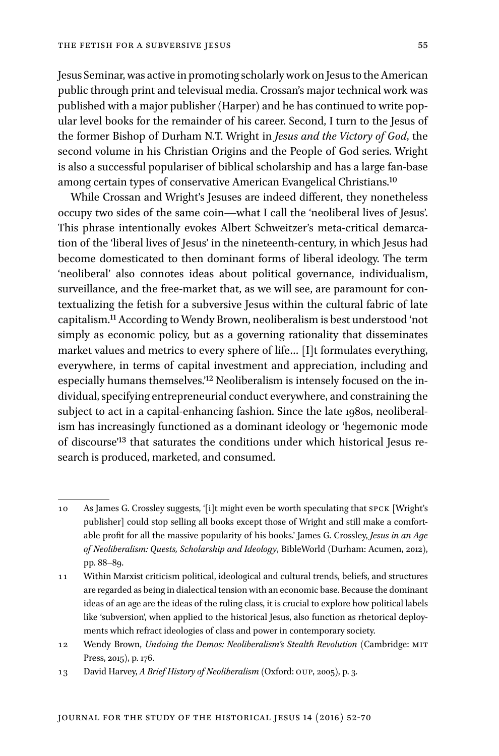Jesus Seminar, was active in promoting scholarly work on Jesus to the American public through print and televisual media. Crossan's major technical work was published with a major publisher (Harper) and he has continued to write popular level books for the remainder of his career. Second, I turn to the Jesus of the former Bishop of Durham N.T. Wright in *Jesus and the Victory of God*, the second volume in his Christian Origins and the People of God series. Wright is also a successful populariser of biblical scholarship and has a large fan-base among certain types of conservative American Evangelical Christians.[10]

While Crossan and Wright's Jesuses are indeed different, they nonetheless occupy two sides of the same coin—what I call the 'neoliberal lives of Jesus'. This phrase intentionally evokes Albert Schweitzer's meta-critical demarcation of the 'liberal lives of Jesus' in the nineteenth-century, in which Jesus had become domesticated to then dominant forms of liberal ideology. The term 'neoliberal' also connotes ideas about political governance, individualism, surveillance, and the free-market that, as we will see, are paramount for contextualizing the fetish for a subversive Jesus within the cultural fabric of late capitalism.[11] According to Wendy Brown, neoliberalism is best understood 'not simply as economic policy, but as a governing rationality that disseminates market values and metrics to every sphere of life… [I]t formulates everything, everywhere, in terms of capital investment and appreciation, including and especially humans themselves.'[12] Neoliberalism is intensely focused on the individual, specifying entrepreneurial conduct everywhere, and constraining the subject to act in a capital-enhancing fashion. Since the late 1980s, neoliberalism has increasingly functioned as a dominant ideology or 'hegemonic mode of discourse'[13] that saturates the conditions under which historical Jesus research is produced, marketed, and consumed.

---

10 As James G. Crossley suggests, '[i]t might even be worth speculating that SPCK [Wright's publisher] could stop selling all books except those of Wright and still make a comfortable profit for all the massive popularity of his books.' James G. Crossley, *Jesus in an Age of Neoliberalism: Quests, Scholarship and Ideology*, BibleWorld (Durham: Acumen, 2012), pp. 88–89.

11 Within Marxist criticism political, ideological and cultural trends, beliefs, and structures are regarded as being in dialectical tension with an economic base. Because the dominant ideas of an age are the ideas of the ruling class, it is crucial to explore how political labels like 'subversion', when applied to the historical Jesus, also function as rhetorical deployments which refract ideologies of class and power in contemporary society.

12 Wendy Brown, *Undoing the Demos: Neoliberalism's Stealth Revolution* (Cambridge: MIT Press, 2015), p. 176.

13 David Harvey, *A Brief History of Neoliberalism* (Oxford: OUP, 2005), p. 3.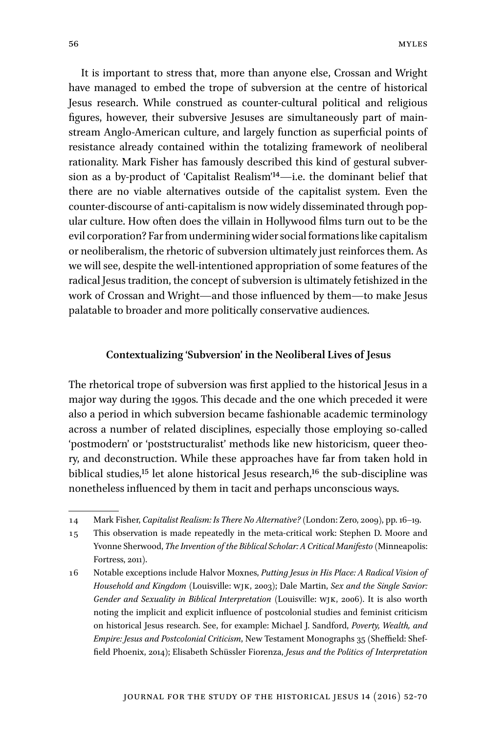It is important to stress that, more than anyone else, Crossan and Wright have managed to embed the trope of subversion at the centre of historical Jesus research. While construed as counter-cultural political and religious figures, however, their subversive Jesuses are simultaneously part of mainstream Anglo-American culture, and largely function as superficial points of resistance already contained within the totalizing framework of neoliberal rationality. Mark Fisher has famously described this kind of gestural subversion as a by-product of 'Capitalist Realism'[14]—i.e. the dominant belief that there are no viable alternatives outside of the capitalist system. Even the counter-discourse of anti-capitalism is now widely disseminated through popular culture. How often does the villain in Hollywood films turn out to be the evil corporation? Far from undermining wider social formations like capitalism or neoliberalism, the rhetoric of subversion ultimately just reinforces them. As we will see, despite the well-intentioned appropriation of some features of the radical Jesus tradition, the concept of subversion is ultimately fetishized in the work of Crossan and Wright—and those influenced by them—to make Jesus palatable to broader and more politically conservative audiences.

### Contextualizing 'Subversion' in the Neoliberal Lives of Jesus

The rhetorical trope of subversion was first applied to the historical Jesus in a major way during the 1990s. This decade and the one which preceded it were also a period in which subversion became fashionable academic terminology across a number of related disciplines, especially those employing so-called 'postmodern' or 'poststructuralist' methods like new historicism, queer theory, and deconstruction. While these approaches have far from taken hold in biblical studies,[15] let alone historical Jesus research,[16] the sub-discipline was nonetheless influenced by them in tacit and perhaps unconscious ways.

---

14 Mark Fisher, *Capitalist Realism: Is There No Alternative?* (London: Zero, 2009), pp. 16–19.

15 This observation is made repeatedly in the meta-critical work: Stephen D. Moore and Yvonne Sherwood, *The Invention of the Biblical Scholar: A Critical Manifesto* (Minneapolis: Fortress, 2011).

16 Notable exceptions include Halvor Moxnes, *Putting Jesus in His Place: A Radical Vision of Household and Kingdom* (Louisville: WJK, 2003); Dale Martin, *Sex and the Single Savior: Gender and Sexuality in Biblical Interpretation* (Louisville: WJK, 2006). It is also worth noting the implicit and explicit influence of postcolonial studies and feminist criticism on historical Jesus research. See, for example: Michael J. Sandford, *Poverty, Wealth, and Empire: Jesus and Postcolonial Criticism*, New Testament Monographs 35 (Sheffield: Sheffield Phoenix, 2014); Elisabeth Schüssler Fiorenza, *Jesus and the Politics of Interpretation*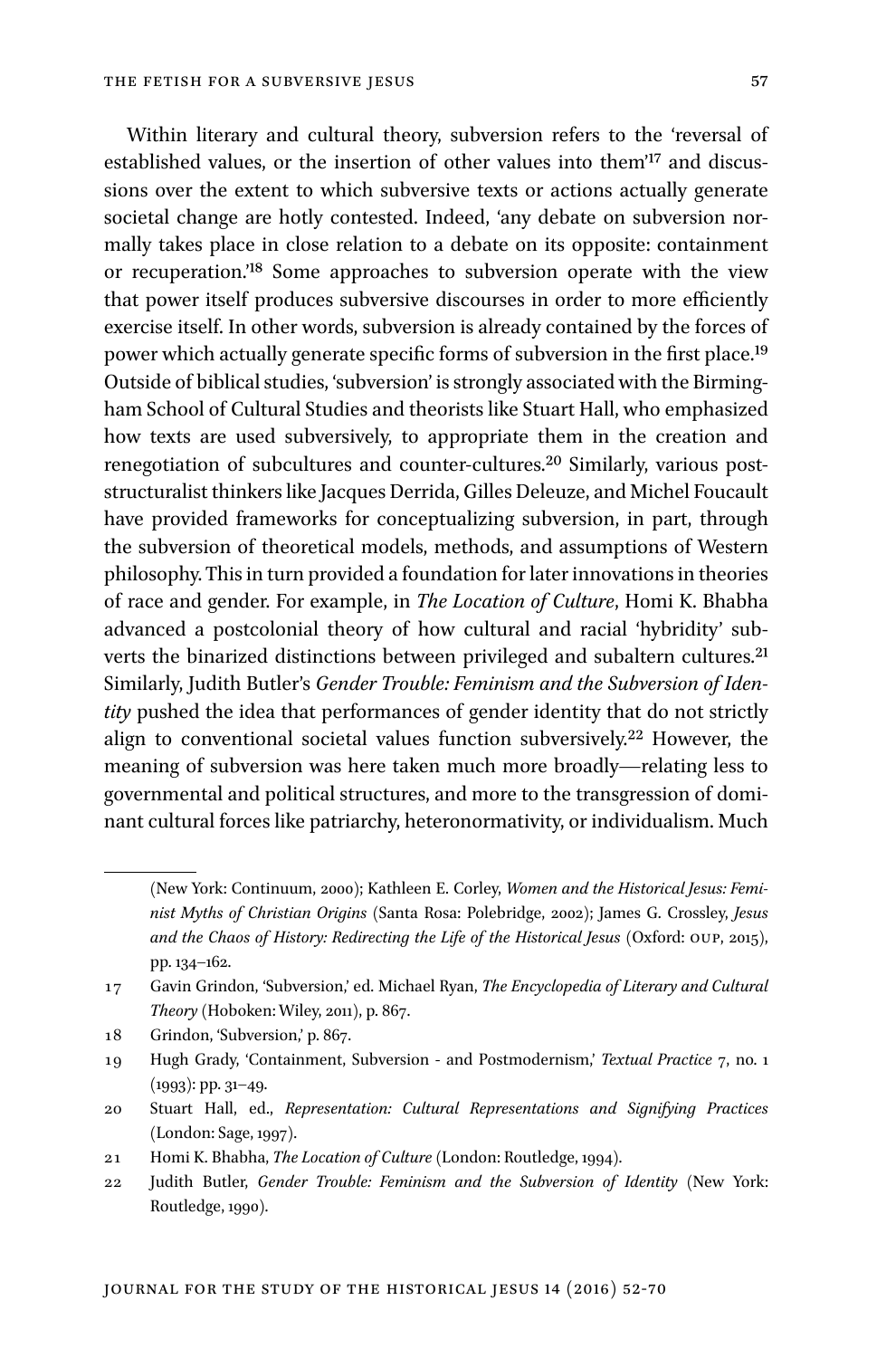Within literary and cultural theory, subversion refers to the 'reversal of established values, or the insertion of other values into them'[17] and discussions over the extent to which subversive texts or actions actually generate societal change are hotly contested. Indeed, 'any debate on subversion normally takes place in close relation to a debate on its opposite: containment or recuperation.'[18] Some approaches to subversion operate with the view that power itself produces subversive discourses in order to more efficiently exercise itself. In other words, subversion is already contained by the forces of power which actually generate specific forms of subversion in the first place.[19] Outside of biblical studies, 'subversion' is strongly associated with the Birmingham School of Cultural Studies and theorists like Stuart Hall, who emphasized how texts are used subversively, to appropriate them in the creation and renegotiation of subcultures and counter-cultures.[20] Similarly, various post-structuralist thinkers like Jacques Derrida, Gilles Deleuze, and Michel Foucault have provided frameworks for conceptualizing subversion, in part, through the subversion of theoretical models, methods, and assumptions of Western philosophy. This in turn provided a foundation for later innovations in theories of race and gender. For example, in *The Location of Culture*, Homi K. Bhabha advanced a postcolonial theory of how cultural and racial 'hybridity' subverts the binarized distinctions between privileged and subaltern cultures.[21] Similarly, Judith Butler's *Gender Trouble: Feminism and the Subversion of Identity* pushed the idea that performances of gender identity that do not strictly align to conventional societal values function subversively.[22] However, the meaning of subversion was here taken much more broadly—relating less to governmental and political structures, and more to the transgression of dominant cultural forces like patriarchy, heteronormativity, or individualism. Much

---

(New York: Continuum, 2000); Kathleen E. Corley, *Women and the Historical Jesus: Feminist Myths of Christian Origins* (Santa Rosa: Polebridge, 2002); James G. Crossley, *Jesus and the Chaos of History: Redirecting the Life of the Historical Jesus* (Oxford: OUP, 2015), pp. 134–162.

17 Gavin Grindon, 'Subversion,' ed. Michael Ryan, *The Encyclopedia of Literary and Cultural Theory* (Hoboken: Wiley, 2011), p. 867.

18 Grindon, 'Subversion,' p. 867.

19 Hugh Grady, 'Containment, Subversion - and Postmodernism,' *Textual Practice* 7, no. 1 (1993): pp. 31–49.

20 Stuart Hall, ed., *Representation: Cultural Representations and Signifying Practices* (London: Sage, 1997).

21 Homi K. Bhabha, *The Location of Culture* (London: Routledge, 1994).

22 Judith Butler, *Gender Trouble: Feminism and the Subversion of Identity* (New York: Routledge, 1990).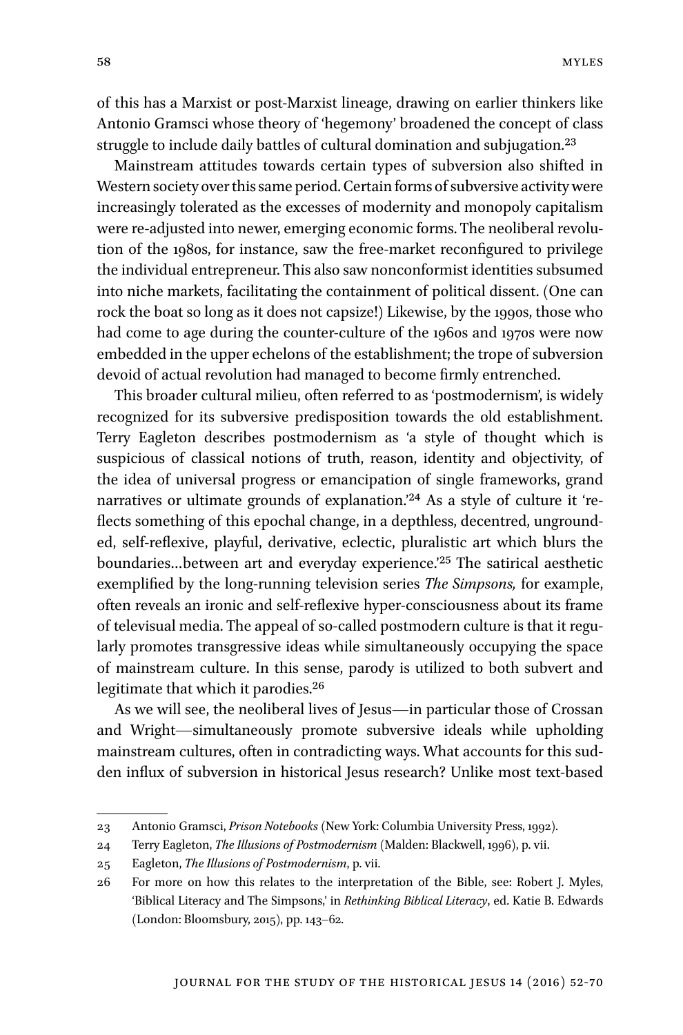of this has a Marxist or post-Marxist lineage, drawing on earlier thinkers like Antonio Gramsci whose theory of 'hegemony' broadened the concept of class struggle to include daily battles of cultural domination and subjugation.[23]

Mainstream attitudes towards certain types of subversion also shifted in Western society over this same period. Certain forms of subversive activity were increasingly tolerated as the excesses of modernity and monopoly capitalism were re-adjusted into newer, emerging economic forms. The neoliberal revolution of the 1980s, for instance, saw the free-market reconfigured to privilege the individual entrepreneur. This also saw nonconformist identities subsumed into niche markets, facilitating the containment of political dissent. (One can rock the boat so long as it does not capsize!) Likewise, by the 1990s, those who had come to age during the counter-culture of the 1960s and 1970s were now embedded in the upper echelons of the establishment; the trope of subversion devoid of actual revolution had managed to become firmly entrenched.

This broader cultural milieu, often referred to as 'postmodernism', is widely recognized for its subversive predisposition towards the old establishment. Terry Eagleton describes postmodernism as 'a style of thought which is suspicious of classical notions of truth, reason, identity and objectivity, of the idea of universal progress or emancipation of single frameworks, grand narratives or ultimate grounds of explanation.'[24] As a style of culture it 'reflects something of this epochal change, in a depthless, decentred, ungrounded, self-reflexive, playful, derivative, eclectic, pluralistic art which blurs the boundaries…between art and everyday experience.'[25] The satirical aesthetic exemplified by the long-running television series *The Simpsons,* for example, often reveals an ironic and self-reflexive hyper-consciousness about its frame of televisual media. The appeal of so-called postmodern culture is that it regularly promotes transgressive ideas while simultaneously occupying the space of mainstream culture. In this sense, parody is utilized to both subvert and legitimate that which it parodies.[26]

As we will see, the neoliberal lives of Jesus—in particular those of Crossan and Wright—simultaneously promote subversive ideals while upholding mainstream cultures, often in contradicting ways. What accounts for this sudden influx of subversion in historical Jesus research? Unlike most text-based

---

23 Antonio Gramsci, *Prison Notebooks* (New York: Columbia University Press, 1992).

24 Terry Eagleton, *The Illusions of Postmodernism* (Malden: Blackwell, 1996), p. vii.

25 Eagleton, *The Illusions of Postmodernism*, p. vii.

26 For more on how this relates to the interpretation of the Bible, see: Robert J. Myles, 'Biblical Literacy and The Simpsons,' in *Rethinking Biblical Literacy*, ed. Katie B. Edwards (London: Bloomsbury, 2015), pp. 143–62.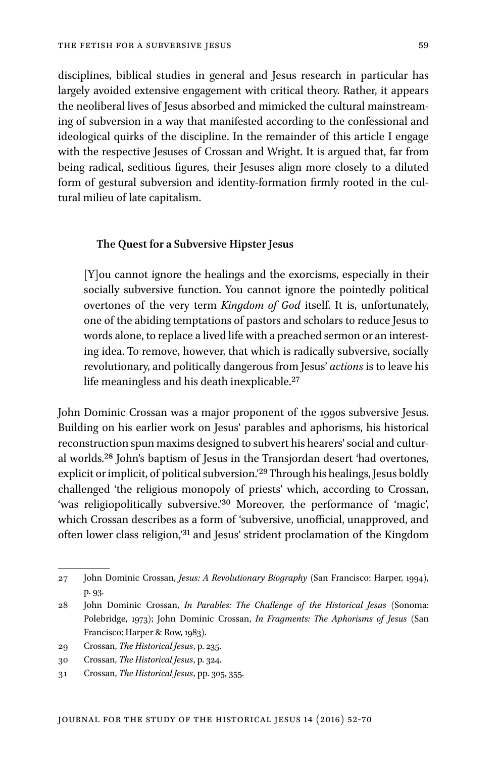disciplines, biblical studies in general and Jesus research in particular has largely avoided extensive engagement with critical theory. Rather, it appears the neoliberal lives of Jesus absorbed and mimicked the cultural mainstreaming of subversion in a way that manifested according to the confessional and ideological quirks of the discipline. In the remainder of this article I engage with the respective Jesuses of Crossan and Wright. It is argued that, far from being radical, seditious figures, their Jesuses align more closely to a diluted form of gestural subversion and identity-formation firmly rooted in the cultural milieu of late capitalism.

## The Quest for a Subversive Hipster Jesus

> [Y]ou cannot ignore the healings and the exorcisms, especially in their socially subversive function. You cannot ignore the pointedly political overtones of the very term *Kingdom of God* itself. It is, unfortunately, one of the abiding temptations of pastors and scholars to reduce Jesus to words alone, to replace a lived life with a preached sermon or an interesting idea. To remove, however, that which is radically subversive, socially revolutionary, and politically dangerous from Jesus' *actions* is to leave his life meaningless and his death inexplicable.[27]

John Dominic Crossan was a major proponent of the 1990s subversive Jesus. Building on his earlier work on Jesus' parables and aphorisms, his historical reconstruction spun maxims designed to subvert his hearers' social and cultural worlds.[28] John's baptism of Jesus in the Transjordan desert 'had overtones, explicit or implicit, of political subversion.'[29] Through his healings, Jesus boldly challenged 'the religious monopoly of priests' which, according to Crossan, 'was religiopolitically subversive.'[30] Moreover, the performance of 'magic', which Crossan describes as a form of 'subversive, unofficial, unapproved, and often lower class religion,'[31] and Jesus' strident proclamation of the Kingdom

---

27 John Dominic Crossan, *Jesus: A Revolutionary Biography* (San Francisco: Harper, 1994), p. 93.

28 John Dominic Crossan, *In Parables: The Challenge of the Historical Jesus* (Sonoma: Polebridge, 1973); John Dominic Crossan, *In Fragments: The Aphorisms of Jesus* (San Francisco: Harper & Row, 1983).

29 Crossan, *The Historical Jesus*, p. 235.

30 Crossan, *The Historical Jesus*, p. 324.

31 Crossan, *The Historical Jesus*, pp. 305, 355.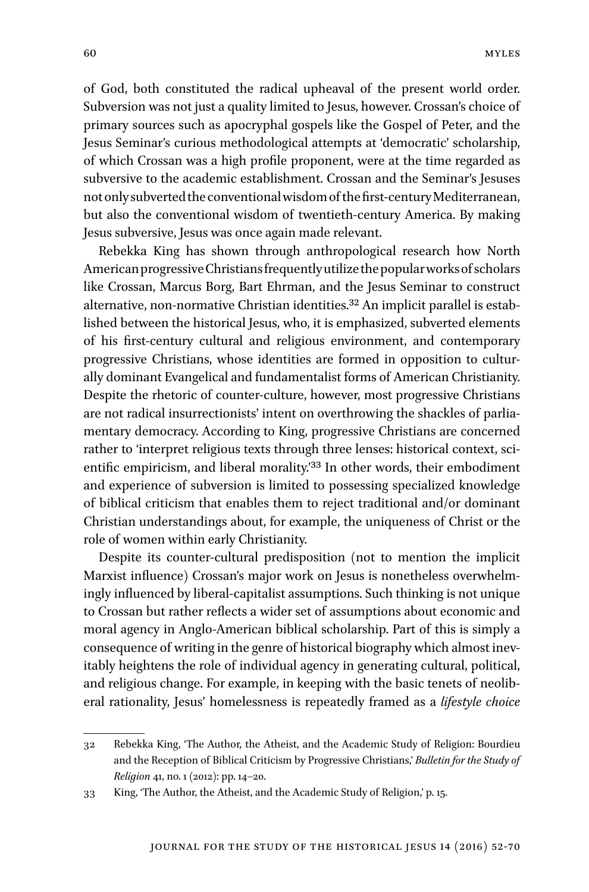of God, both constituted the radical upheaval of the present world order. Subversion was not just a quality limited to Jesus, however. Crossan's choice of primary sources such as apocryphal gospels like the Gospel of Peter, and the Jesus Seminar's curious methodological attempts at 'democratic' scholarship, of which Crossan was a high profile proponent, were at the time regarded as subversive to the academic establishment. Crossan and the Seminar's Jesuses not only subverted the conventional wisdom of the first-century Mediterranean, but also the conventional wisdom of twentieth-century America. By making Jesus subversive, Jesus was once again made relevant.

Rebekka King has shown through anthropological research how North American progressive Christians frequently utilize the popular works of scholars like Crossan, Marcus Borg, Bart Ehrman, and the Jesus Seminar to construct alternative, non-normative Christian identities.[32] An implicit parallel is established between the historical Jesus, who, it is emphasized, subverted elements of his first-century cultural and religious environment, and contemporary progressive Christians, whose identities are formed in opposition to culturally dominant Evangelical and fundamentalist forms of American Christianity. Despite the rhetoric of counter-culture, however, most progressive Christians are not radical insurrectionists' intent on overthrowing the shackles of parliamentary democracy. According to King, progressive Christians are concerned rather to 'interpret religious texts through three lenses: historical context, scientific empiricism, and liberal morality.'[33] In other words, their embodiment and experience of subversion is limited to possessing specialized knowledge of biblical criticism that enables them to reject traditional and/or dominant Christian understandings about, for example, the uniqueness of Christ or the role of women within early Christianity.

Despite its counter-cultural predisposition (not to mention the implicit Marxist influence) Crossan's major work on Jesus is nonetheless overwhelmingly influenced by liberal-capitalist assumptions. Such thinking is not unique to Crossan but rather reflects a wider set of assumptions about economic and moral agency in Anglo-American biblical scholarship. Part of this is simply a consequence of writing in the genre of historical biography which almost inevitably heightens the role of individual agency in generating cultural, political, and religious change. For example, in keeping with the basic tenets of neoliberal rationality, Jesus' homelessness is repeatedly framed as a *lifestyle choice*

---

32 Rebekka King, 'The Author, the Atheist, and the Academic Study of Religion: Bourdieu and the Reception of Biblical Criticism by Progressive Christians,' *Bulletin for the Study of Religion* 41, no. 1 (2012): pp. 14–20.

33 King, 'The Author, the Atheist, and the Academic Study of Religion,' p. 15.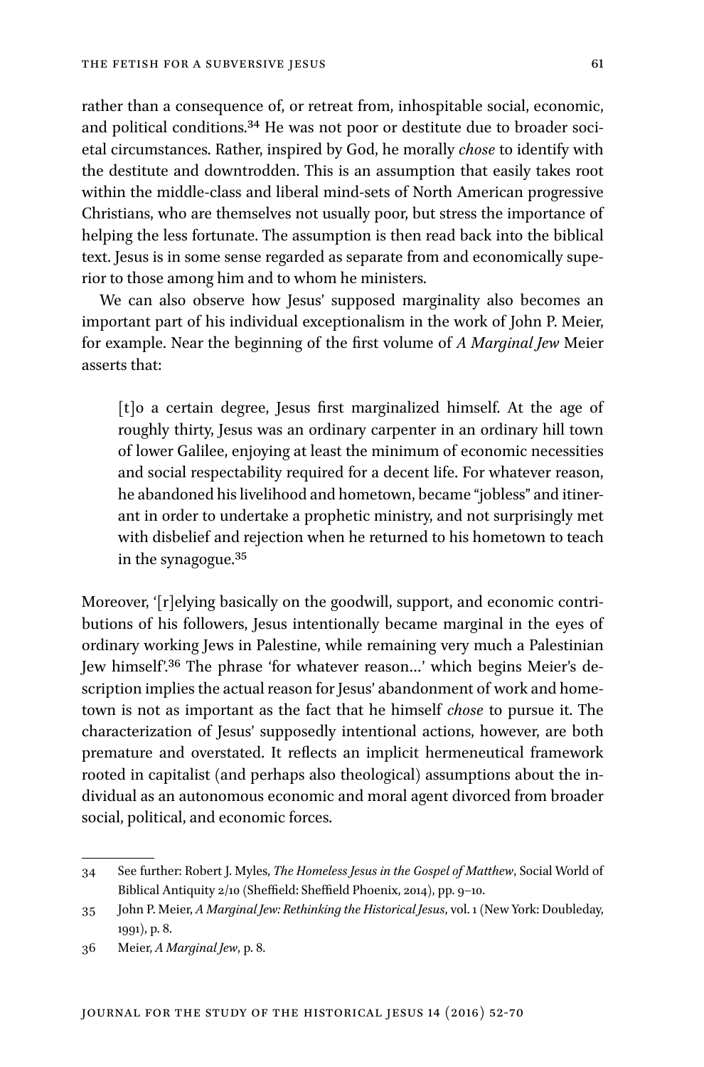rather than a consequence of, or retreat from, inhospitable social, economic, and political conditions.[34] He was not poor or destitute due to broader societal circumstances. Rather, inspired by God, he morally *chose* to identify with the destitute and downtrodden. This is an assumption that easily takes root within the middle-class and liberal mind-sets of North American progressive Christians, who are themselves not usually poor, but stress the importance of helping the less fortunate. The assumption is then read back into the biblical text. Jesus is in some sense regarded as separate from and economically superior to those among him and to whom he ministers.

We can also observe how Jesus' supposed marginality also becomes an important part of his individual exceptionalism in the work of John P. Meier, for example. Near the beginning of the first volume of *A Marginal Jew* Meier asserts that:

> [t]o a certain degree, Jesus first marginalized himself. At the age of roughly thirty, Jesus was an ordinary carpenter in an ordinary hill town of lower Galilee, enjoying at least the minimum of economic necessities and social respectability required for a decent life. For whatever reason, he abandoned his livelihood and hometown, became "jobless" and itinerant in order to undertake a prophetic ministry, and not surprisingly met with disbelief and rejection when he returned to his hometown to teach in the synagogue.[35]

Moreover, '[r]elying basically on the goodwill, support, and economic contributions of his followers, Jesus intentionally became marginal in the eyes of ordinary working Jews in Palestine, while remaining very much a Palestinian Jew himself'.[36] The phrase 'for whatever reason…' which begins Meier's description implies the actual reason for Jesus' abandonment of work and hometown is not as important as the fact that he himself *chose* to pursue it. The characterization of Jesus' supposedly intentional actions, however, are both premature and overstated. It reflects an implicit hermeneutical framework rooted in capitalist (and perhaps also theological) assumptions about the individual as an autonomous economic and moral agent divorced from broader social, political, and economic forces.

---

34 See further: Robert J. Myles, *The Homeless Jesus in the Gospel of Matthew*, Social World of Biblical Antiquity 2/10 (Sheffield: Sheffield Phoenix, 2014), pp. 9–10.

35 John P. Meier, *A Marginal Jew: Rethinking the Historical Jesus*, vol. 1 (New York: Doubleday, 1991), p. 8.

36 Meier, *A Marginal Jew*, p. 8.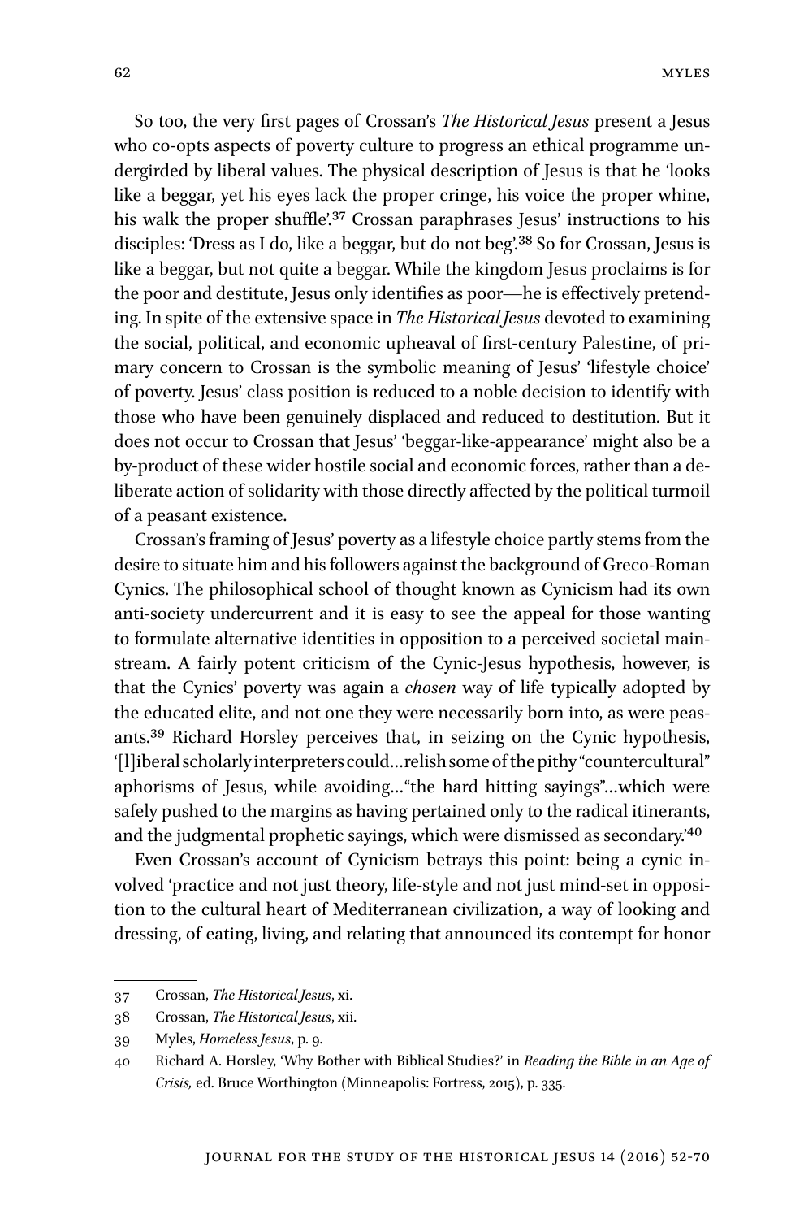So too, the very first pages of Crossan's *The Historical Jesus* present a Jesus who co-opts aspects of poverty culture to progress an ethical programme undergirded by liberal values. The physical description of Jesus is that he 'looks like a beggar, yet his eyes lack the proper cringe, his voice the proper whine, his walk the proper shuffle'.[37] Crossan paraphrases Jesus' instructions to his disciples: 'Dress as I do, like a beggar, but do not beg'.[38] So for Crossan, Jesus is like a beggar, but not quite a beggar. While the kingdom Jesus proclaims is for the poor and destitute, Jesus only identifies as poor—he is effectively pretending. In spite of the extensive space in *The Historical Jesus* devoted to examining the social, political, and economic upheaval of first-century Palestine, of primary concern to Crossan is the symbolic meaning of Jesus' 'lifestyle choice' of poverty. Jesus' class position is reduced to a noble decision to identify with those who have been genuinely displaced and reduced to destitution. But it does not occur to Crossan that Jesus' 'beggar-like-appearance' might also be a by-product of these wider hostile social and economic forces, rather than a deliberate action of solidarity with those directly affected by the political turmoil of a peasant existence.

Crossan's framing of Jesus' poverty as a lifestyle choice partly stems from the desire to situate him and his followers against the background of Greco-Roman Cynics. The philosophical school of thought known as Cynicism had its own anti-society undercurrent and it is easy to see the appeal for those wanting to formulate alternative identities in opposition to a perceived societal mainstream. A fairly potent criticism of the Cynic-Jesus hypothesis, however, is that the Cynics' poverty was again a *chosen* way of life typically adopted by the educated elite, and not one they were necessarily born into, as were peasants.[39] Richard Horsley perceives that, in seizing on the Cynic hypothesis, '[l]iberal scholarly interpreters could…relish some of the pithy "countercultural" aphorisms of Jesus, while avoiding…"the hard hitting sayings"…which were safely pushed to the margins as having pertained only to the radical itinerants, and the judgmental prophetic sayings, which were dismissed as secondary.'[40]

Even Crossan's account of Cynicism betrays this point: being a cynic involved 'practice and not just theory, life-style and not just mind-set in opposition to the cultural heart of Mediterranean civilization, a way of looking and dressing, of eating, living, and relating that announced its contempt for honor

---

37 Crossan, *The Historical Jesus*, xi.

38 Crossan, *The Historical Jesus*, xii.

39 Myles, *Homeless Jesus*, p. 9.

40 Richard A. Horsley, 'Why Bother with Biblical Studies?' in *Reading the Bible in an Age of Crisis,* ed. Bruce Worthington (Minneapolis: Fortress, 2015), p. 335.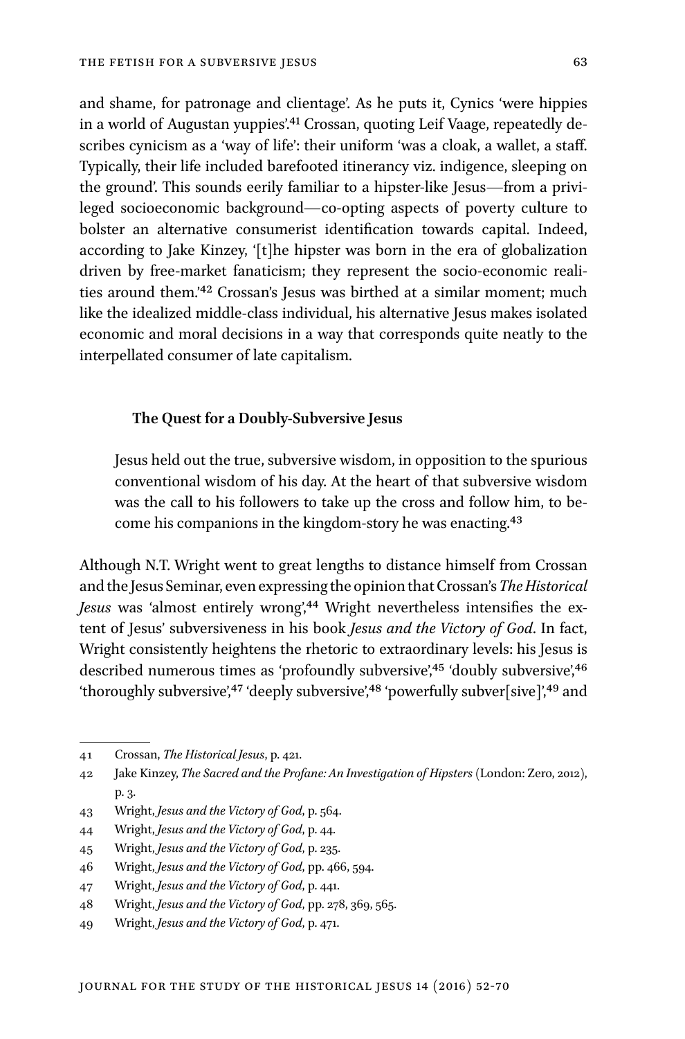and shame, for patronage and clientage'. As he puts it, Cynics 'were hippies in a world of Augustan yuppies'.[41] Crossan, quoting Leif Vaage, repeatedly describes cynicism as a 'way of life': their uniform 'was a cloak, a wallet, a staff. Typically, their life included barefooted itinerancy viz. indigence, sleeping on the ground'. This sounds eerily familiar to a hipster-like Jesus—from a privileged socioeconomic background—co-opting aspects of poverty culture to bolster an alternative consumerist identification towards capital. Indeed, according to Jake Kinzey, '[t]he hipster was born in the era of globalization driven by free-market fanaticism; they represent the socio-economic realities around them.'[42] Crossan's Jesus was birthed at a similar moment; much like the idealized middle-class individual, his alternative Jesus makes isolated economic and moral decisions in a way that corresponds quite neatly to the interpellated consumer of late capitalism.

### The Quest for a Doubly-Subversive Jesus

> Jesus held out the true, subversive wisdom, in opposition to the spurious conventional wisdom of his day. At the heart of that subversive wisdom was the call to his followers to take up the cross and follow him, to become his companions in the kingdom-story he was enacting.[43]

Although N.T. Wright went to great lengths to distance himself from Crossan and the Jesus Seminar, even expressing the opinion that Crossan's *The Historical Jesus* was 'almost entirely wrong',[44] Wright nevertheless intensifies the extent of Jesus' subversiveness in his book *Jesus and the Victory of God*. In fact, Wright consistently heightens the rhetoric to extraordinary levels: his Jesus is described numerous times as 'profoundly subversive',[45] 'doubly subversive',[46] 'thoroughly subversive',[47] 'deeply subversive',[48] 'powerfully subver[sive]',[49] and

---

41 Crossan, *The Historical Jesus*, p. 421.

42 Jake Kinzey, *The Sacred and the Profane: An Investigation of Hipsters* (London: Zero, 2012), p. 3.

43 Wright, *Jesus and the Victory of God*, p. 564.

44 Wright, *Jesus and the Victory of God*, p. 44.

45 Wright, *Jesus and the Victory of God*, p. 235.

46 Wright, *Jesus and the Victory of God*, pp. 466, 594.

47 Wright, *Jesus and the Victory of God*, p. 441.

48 Wright, *Jesus and the Victory of God*, pp. 278, 369, 565.

49 Wright, *Jesus and the Victory of God*, p. 471.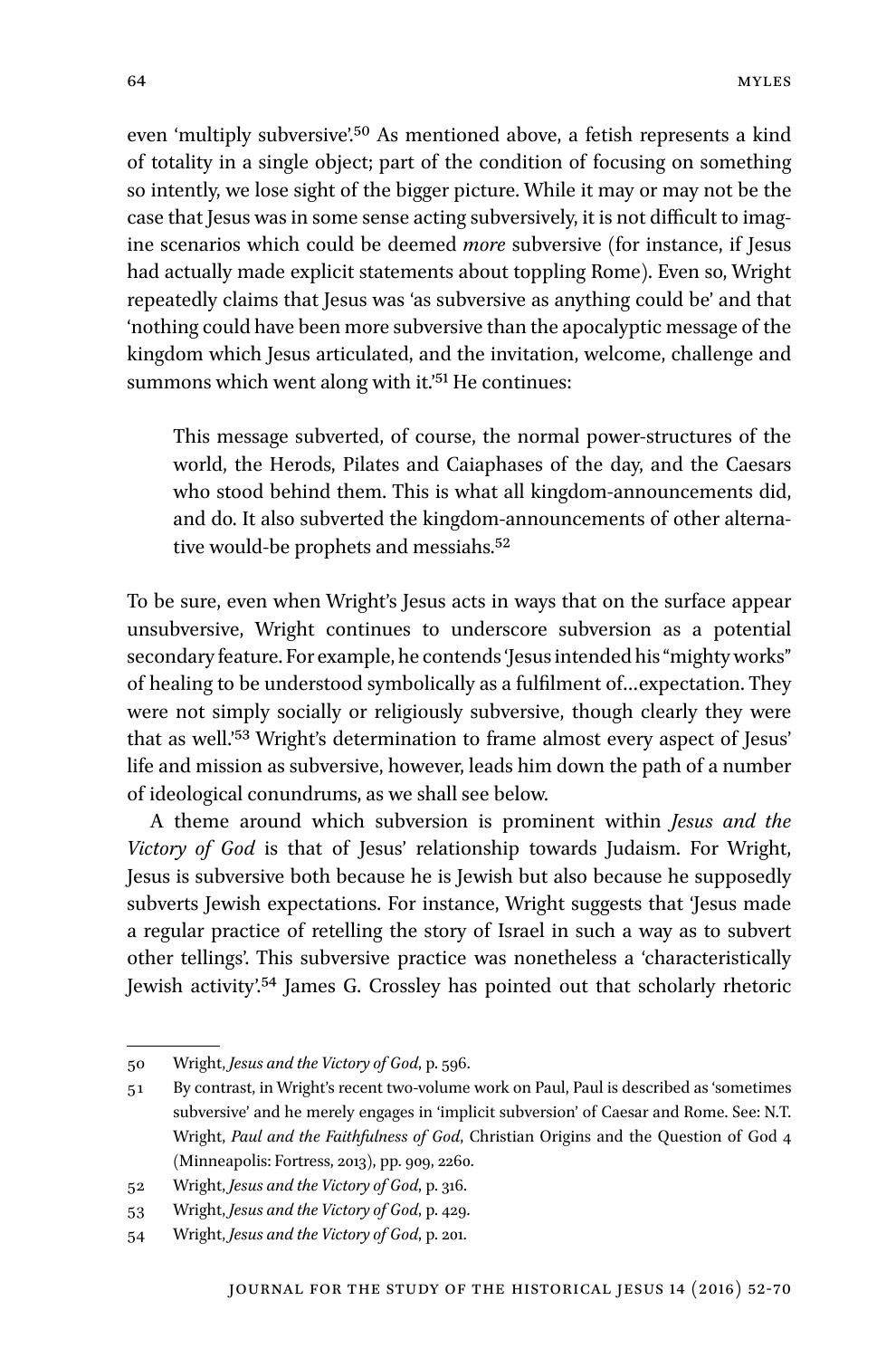even 'multiply subversive'.[50] As mentioned above, a fetish represents a kind of totality in a single object; part of the condition of focusing on something so intently, we lose sight of the bigger picture. While it may or may not be the case that Jesus was in some sense acting subversively, it is not difficult to imagine scenarios which could be deemed *more* subversive (for instance, if Jesus had actually made explicit statements about toppling Rome). Even so, Wright repeatedly claims that Jesus was 'as subversive as anything could be' and that 'nothing could have been more subversive than the apocalyptic message of the kingdom which Jesus articulated, and the invitation, welcome, challenge and summons which went along with it.'[51] He continues:

> This message subverted, of course, the normal power-structures of the world, the Herods, Pilates and Caiaphases of the day, and the Caesars who stood behind them. This is what all kingdom-announcements did, and do. It also subverted the kingdom-announcements of other alternative would-be prophets and messiahs.[52]

To be sure, even when Wright's Jesus acts in ways that on the surface appear unsubversive, Wright continues to underscore subversion as a potential secondary feature. For example, he contends 'Jesus intended his "mighty works" of healing to be understood symbolically as a fulfilment of…expectation. They were not simply socially or religiously subversive, though clearly they were that as well.'[53] Wright's determination to frame almost every aspect of Jesus' life and mission as subversive, however, leads him down the path of a number of ideological conundrums, as we shall see below.

A theme around which subversion is prominent within *Jesus and the Victory of God* is that of Jesus' relationship towards Judaism. For Wright, Jesus is subversive both because he is Jewish but also because he supposedly subverts Jewish expectations. For instance, Wright suggests that 'Jesus made a regular practice of retelling the story of Israel in such a way as to subvert other tellings'. This subversive practice was nonetheless a 'characteristically Jewish activity'.[54] James G. Crossley has pointed out that scholarly rhetoric

---

50 Wright, *Jesus and the Victory of God*, p. 596.

51 By contrast, in Wright's recent two-volume work on Paul, Paul is described as 'sometimes subversive' and he merely engages in 'implicit subversion' of Caesar and Rome. See: N.T. Wright, *Paul and the Faithfulness of God*, Christian Origins and the Question of God 4 (Minneapolis: Fortress, 2013), pp. 909, 2260.

52 Wright, *Jesus and the Victory of God*, p. 316.

53 Wright, *Jesus and the Victory of God*, p. 429.

54 Wright, *Jesus and the Victory of God*, p. 201.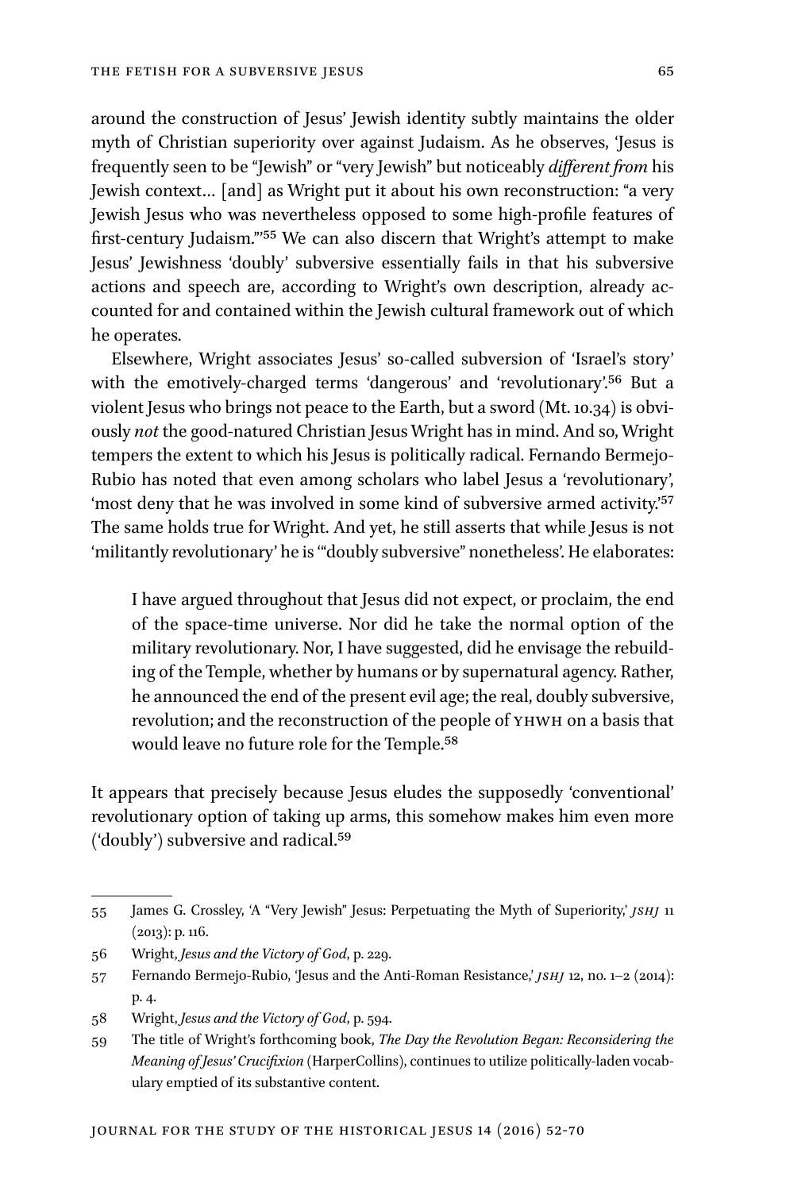around the construction of Jesus' Jewish identity subtly maintains the older myth of Christian superiority over against Judaism. As he observes, 'Jesus is frequently seen to be "Jewish" or "very Jewish" but noticeably *different from* his Jewish context… [and] as Wright put it about his own reconstruction: "a very Jewish Jesus who was nevertheless opposed to some high-profile features of first-century Judaism."'[55] We can also discern that Wright's attempt to make Jesus' Jewishness 'doubly' subversive essentially fails in that his subversive actions and speech are, according to Wright's own description, already accounted for and contained within the Jewish cultural framework out of which he operates.

Elsewhere, Wright associates Jesus' so-called subversion of 'Israel's story' with the emotively-charged terms 'dangerous' and 'revolutionary'.[56] But a violent Jesus who brings not peace to the Earth, but a sword (Mt. 10.34) is obviously *not* the good-natured Christian Jesus Wright has in mind. And so, Wright tempers the extent to which his Jesus is politically radical. Fernando Bermejo-Rubio has noted that even among scholars who label Jesus a 'revolutionary', 'most deny that he was involved in some kind of subversive armed activity.'[57] The same holds true for Wright. And yet, he still asserts that while Jesus is not 'militantly revolutionary' he is '"doubly subversive" nonetheless'. He elaborates:

> I have argued throughout that Jesus did not expect, or proclaim, the end of the space-time universe. Nor did he take the normal option of the military revolutionary. Nor, I have suggested, did he envisage the rebuilding of the Temple, whether by humans or by supernatural agency. Rather, he announced the end of the present evil age; the real, doubly subversive, revolution; and the reconstruction of the people of YHWH on a basis that would leave no future role for the Temple.[58]

It appears that precisely because Jesus eludes the supposedly 'conventional' revolutionary option of taking up arms, this somehow makes him even more ('doubly') subversive and radical.[59]

---

55 James G. Crossley, 'A "Very Jewish" Jesus: Perpetuating the Myth of Superiority,' *JSHJ* 11 (2013): p. 116.

56 Wright, *Jesus and the Victory of God*, p. 229.

57 Fernando Bermejo-Rubio, 'Jesus and the Anti-Roman Resistance,' *JSHJ* 12, no. 1–2 (2014): p. 4.

58 Wright, *Jesus and the Victory of God*, p. 594.

59 The title of Wright's forthcoming book, *The Day the Revolution Began: Reconsidering the Meaning of Jesus' Crucifixion* (HarperCollins), continues to utilize politically-laden vocabulary emptied of its substantive content.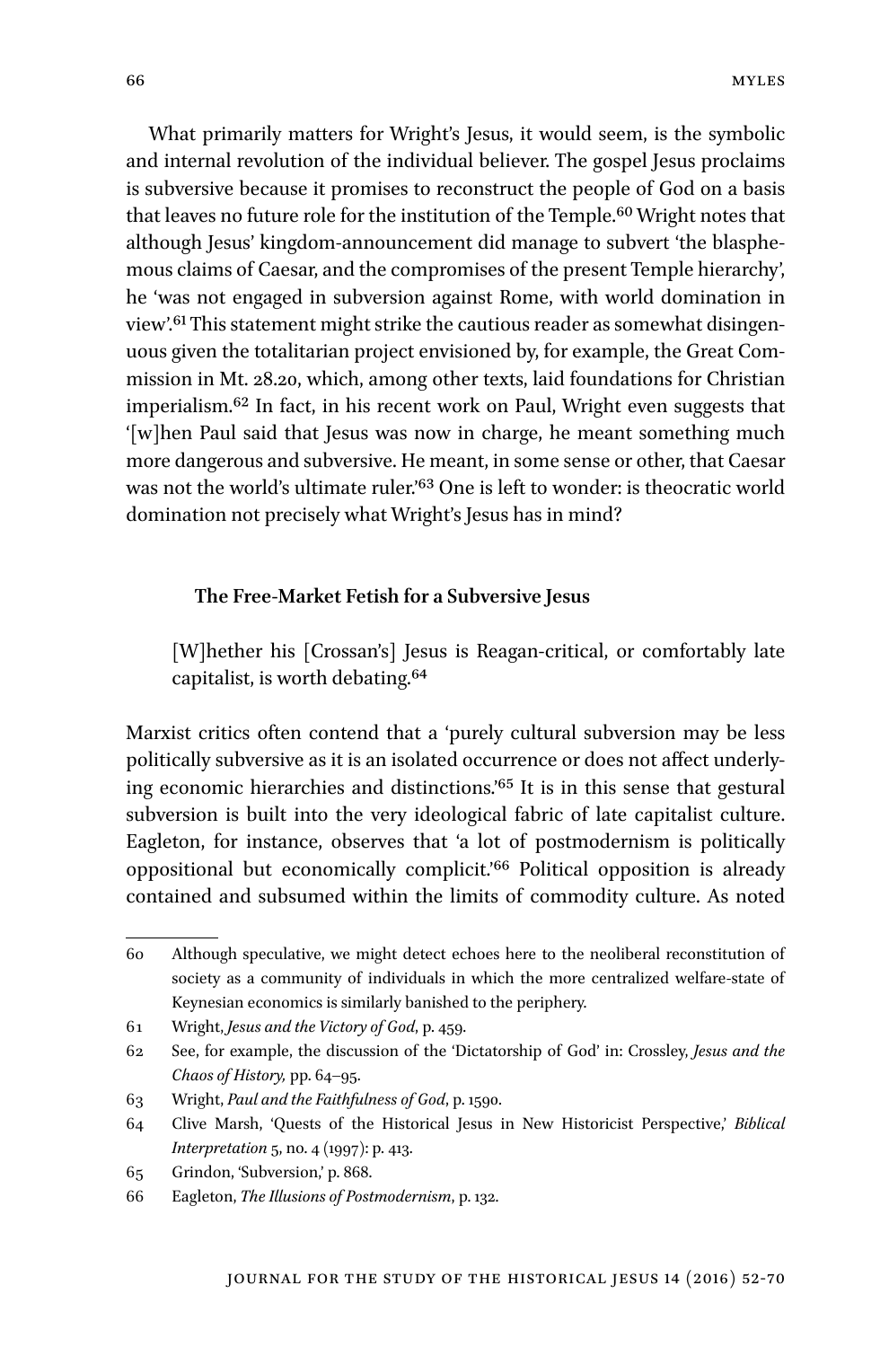What primarily matters for Wright's Jesus, it would seem, is the symbolic and internal revolution of the individual believer. The gospel Jesus proclaims is subversive because it promises to reconstruct the people of God on a basis that leaves no future role for the institution of the Temple.[60] Wright notes that although Jesus' kingdom-announcement did manage to subvert 'the blasphemous claims of Caesar, and the compromises of the present Temple hierarchy', he 'was not engaged in subversion against Rome, with world domination in view'.[61] This statement might strike the cautious reader as somewhat disingenuous given the totalitarian project envisioned by, for example, the Great Commission in Mt. 28.20, which, among other texts, laid foundations for Christian imperialism.[62] In fact, in his recent work on Paul, Wright even suggests that '[w]hen Paul said that Jesus was now in charge, he meant something much more dangerous and subversive. He meant, in some sense or other, that Caesar was not the world's ultimate ruler.'[63] One is left to wonder: is theocratic world domination not precisely what Wright's Jesus has in mind?

### The Free-Market Fetish for a Subversive Jesus

> [W]hether his [Crossan's] Jesus is Reagan-critical, or comfortably late capitalist, is worth debating.[64]

Marxist critics often contend that a 'purely cultural subversion may be less politically subversive as it is an isolated occurrence or does not affect underlying economic hierarchies and distinctions.'[65] It is in this sense that gestural subversion is built into the very ideological fabric of late capitalist culture. Eagleton, for instance, observes that 'a lot of postmodernism is politically oppositional but economically complicit.'[66] Political opposition is already contained and subsumed within the limits of commodity culture. As noted

---

60 Although speculative, we might detect echoes here to the neoliberal reconstitution of society as a community of individuals in which the more centralized welfare-state of Keynesian economics is similarly banished to the periphery.

61 Wright, *Jesus and the Victory of God*, p. 459.

62 See, for example, the discussion of the 'Dictatorship of God' in: Crossley, *Jesus and the Chaos of History,* pp. 64–95.

63 Wright, *Paul and the Faithfulness of God*, p. 1590.

64 Clive Marsh, 'Quests of the Historical Jesus in New Historicist Perspective,' *Biblical Interpretation* 5, no. 4 (1997): p. 413.

65 Grindon, 'Subversion,' p. 868.

66 Eagleton, *The Illusions of Postmodernism*, p. 132.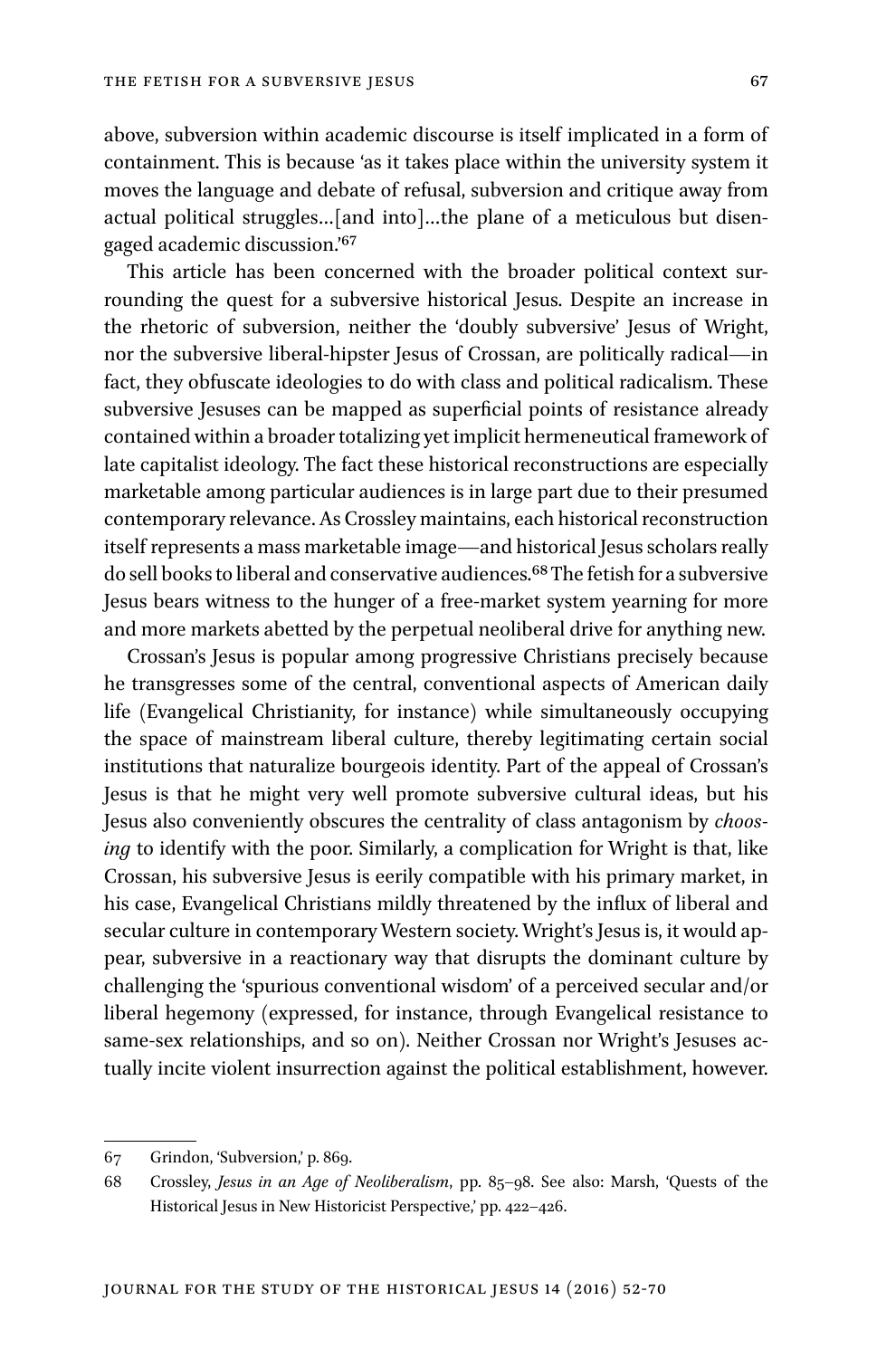above, subversion within academic discourse is itself implicated in a form of containment. This is because 'as it takes place within the university system it moves the language and debate of refusal, subversion and critique away from actual political struggles…[and into]…the plane of a meticulous but disengaged academic discussion.'[67]

This article has been concerned with the broader political context surrounding the quest for a subversive historical Jesus. Despite an increase in the rhetoric of subversion, neither the 'doubly subversive' Jesus of Wright, nor the subversive liberal-hipster Jesus of Crossan, are politically radical—in fact, they obfuscate ideologies to do with class and political radicalism. These subversive Jesuses can be mapped as superficial points of resistance already contained within a broader totalizing yet implicit hermeneutical framework of late capitalist ideology. The fact these historical reconstructions are especially marketable among particular audiences is in large part due to their presumed contemporary relevance. As Crossley maintains, each historical reconstruction itself represents a mass marketable image—and historical Jesus scholars really do sell books to liberal and conservative audiences.[68] The fetish for a subversive Jesus bears witness to the hunger of a free-market system yearning for more and more markets abetted by the perpetual neoliberal drive for anything new.

Crossan's Jesus is popular among progressive Christians precisely because he transgresses some of the central, conventional aspects of American daily life (Evangelical Christianity, for instance) while simultaneously occupying the space of mainstream liberal culture, thereby legitimating certain social institutions that naturalize bourgeois identity. Part of the appeal of Crossan's Jesus is that he might very well promote subversive cultural ideas, but his Jesus also conveniently obscures the centrality of class antagonism by *choosing* to identify with the poor. Similarly, a complication for Wright is that, like Crossan, his subversive Jesus is eerily compatible with his primary market, in his case, Evangelical Christians mildly threatened by the influx of liberal and secular culture in contemporary Western society. Wright's Jesus is, it would appear, subversive in a reactionary way that disrupts the dominant culture by challenging the 'spurious conventional wisdom' of a perceived secular and/or liberal hegemony (expressed, for instance, through Evangelical resistance to same-sex relationships, and so on). Neither Crossan nor Wright's Jesuses actually incite violent insurrection against the political establishment, however.

---

67 Grindon, 'Subversion,' p. 869.

68 Crossley, *Jesus in an Age of Neoliberalism*, pp. 85–98. See also: Marsh, 'Quests of the Historical Jesus in New Historicist Perspective,' pp. 422–426.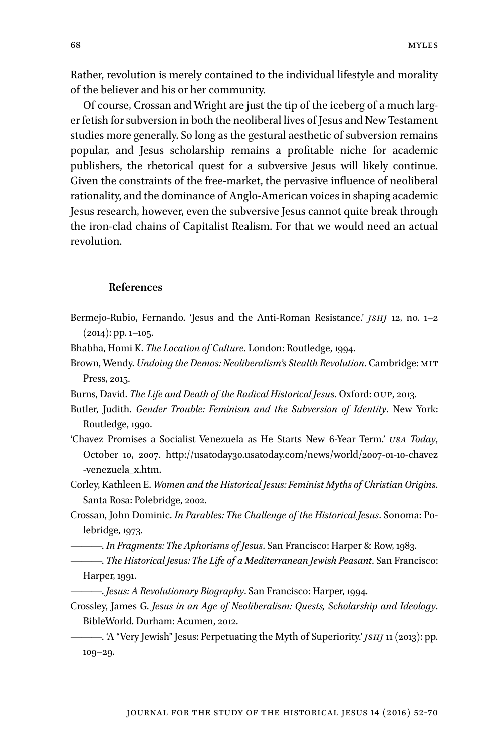Rather, revolution is merely contained to the individual lifestyle and morality of the believer and his or her community.

Of course, Crossan and Wright are just the tip of the iceberg of a much larger fetish for subversion in both the neoliberal lives of Jesus and New Testament studies more generally. So long as the gestural aesthetic of subversion remains popular, and Jesus scholarship remains a profitable niche for academic publishers, the rhetorical quest for a subversive Jesus will likely continue. Given the constraints of the free-market, the pervasive influence of neoliberal rationality, and the dominance of Anglo-American voices in shaping academic Jesus research, however, even the subversive Jesus cannot quite break through the iron-clad chains of Capitalist Realism. For that we would need an actual revolution.

## References

Bermejo-Rubio, Fernando. 'Jesus and the Anti-Roman Resistance.' *JSHJ* 12, no. 1–2 (2014): pp. 1–105.

Bhabha, Homi K. *The Location of Culture*. London: Routledge, 1994.

Brown, Wendy. *Undoing the Demos: Neoliberalism's Stealth Revolution*. Cambridge: MIT Press, 2015.

Burns, David. *The Life and Death of the Radical Historical Jesus*. Oxford: OUP, 2013.

Butler, Judith. *Gender Trouble: Feminism and the Subversion of Identity*. New York: Routledge, 1990.

'Chavez Promises a Socialist Venezuela as He Starts New 6-Year Term.' *USA Today*, October 10, 2007. http://usatoday30.usatoday.com/news/world/2007-01-10-chavez-venezuela_x.htm.

Corley, Kathleen E. *Women and the Historical Jesus: Feminist Myths of Christian Origins*. Santa Rosa: Polebridge, 2002.

Crossan, John Dominic. *In Parables: The Challenge of the Historical Jesus*. Sonoma: Polebridge, 1973.

———. *In Fragments: The Aphorisms of Jesus*. San Francisco: Harper & Row, 1983.

———. *The Historical Jesus: The Life of a Mediterranean Jewish Peasant*. San Francisco: Harper, 1991.

———. *Jesus: A Revolutionary Biography*. San Francisco: Harper, 1994.

Crossley, James G. *Jesus in an Age of Neoliberalism: Quests, Scholarship and Ideology*. BibleWorld. Durham: Acumen, 2012.

———. 'A "Very Jewish" Jesus: Perpetuating the Myth of Superiority.' *JSHJ* 11 (2013): pp. 109–29.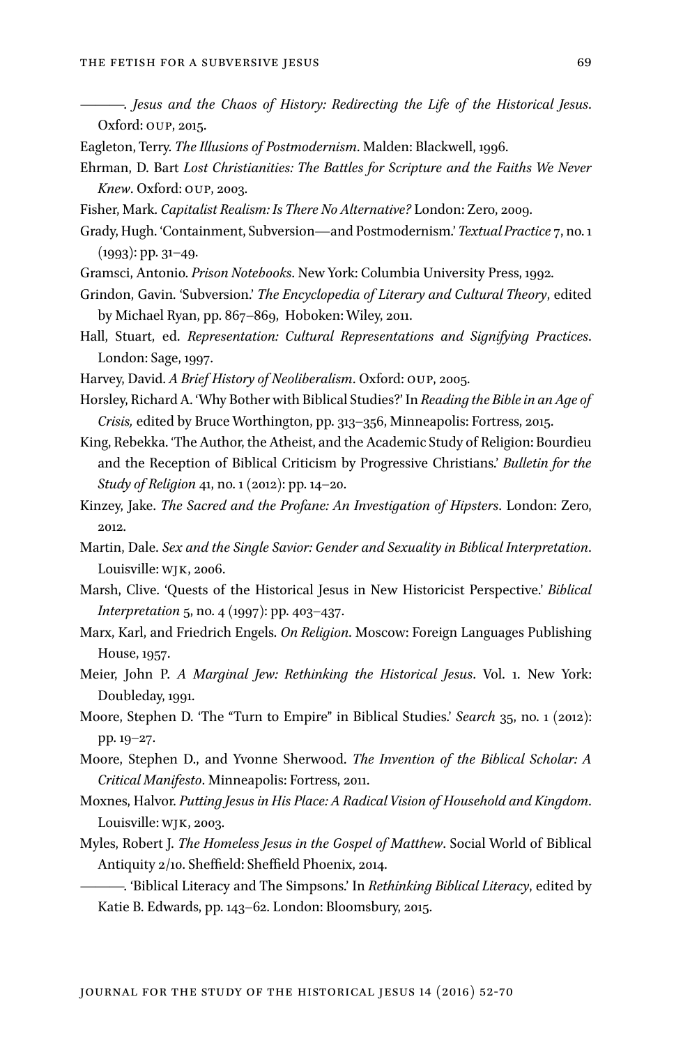———. *Jesus and the Chaos of History: Redirecting the Life of the Historical Jesus*. Oxford: OUP, 2015.

Eagleton, Terry. *The Illusions of Postmodernism*. Malden: Blackwell, 1996.

Ehrman, D. Bart *Lost Christianities: The Battles for Scripture and the Faiths We Never Knew*. Oxford: OUP, 2003.

Fisher, Mark. *Capitalist Realism: Is There No Alternative?* London: Zero, 2009.

Grady, Hugh. 'Containment, Subversion—and Postmodernism.' *Textual Practice* 7, no. 1 (1993): pp. 31–49.

Gramsci, Antonio. *Prison Notebooks*. New York: Columbia University Press, 1992.

Grindon, Gavin. 'Subversion.' *The Encyclopedia of Literary and Cultural Theory*, edited by Michael Ryan, pp. 867–869, Hoboken: Wiley, 2011.

Hall, Stuart, ed. *Representation: Cultural Representations and Signifying Practices*. London: Sage, 1997.

Harvey, David. *A Brief History of Neoliberalism*. Oxford: OUP, 2005.

Horsley, Richard A. 'Why Bother with Biblical Studies?' In *Reading the Bible in an Age of Crisis,* edited by Bruce Worthington, pp. 313–356, Minneapolis: Fortress, 2015.

King, Rebekka. 'The Author, the Atheist, and the Academic Study of Religion: Bourdieu and the Reception of Biblical Criticism by Progressive Christians.' *Bulletin for the Study of Religion* 41, no. 1 (2012): pp. 14–20.

Kinzey, Jake. *The Sacred and the Profane: An Investigation of Hipsters*. London: Zero, 2012.

Martin, Dale. *Sex and the Single Savior: Gender and Sexuality in Biblical Interpretation*. Louisville: WJK, 2006.

Marsh, Clive. 'Quests of the Historical Jesus in New Historicist Perspective.' *Biblical Interpretation* 5, no. 4 (1997): pp. 403–437.

Marx, Karl, and Friedrich Engels. *On Religion*. Moscow: Foreign Languages Publishing House, 1957.

Meier, John P. *A Marginal Jew: Rethinking the Historical Jesus*. Vol. 1. New York: Doubleday, 1991.

Moore, Stephen D. 'The "Turn to Empire" in Biblical Studies.' *Search* 35, no. 1 (2012): pp. 19–27.

Moore, Stephen D., and Yvonne Sherwood. *The Invention of the Biblical Scholar: A Critical Manifesto*. Minneapolis: Fortress, 2011.

Moxnes, Halvor. *Putting Jesus in His Place: A Radical Vision of Household and Kingdom*. Louisville: WJK, 2003.

Myles, Robert J. *The Homeless Jesus in the Gospel of Matthew*. Social World of Biblical Antiquity 2/10. Sheffield: Sheffield Phoenix, 2014.

———. 'Biblical Literacy and The Simpsons.' In *Rethinking Biblical Literacy*, edited by Katie B. Edwards, pp. 143–62. London: Bloomsbury, 2015.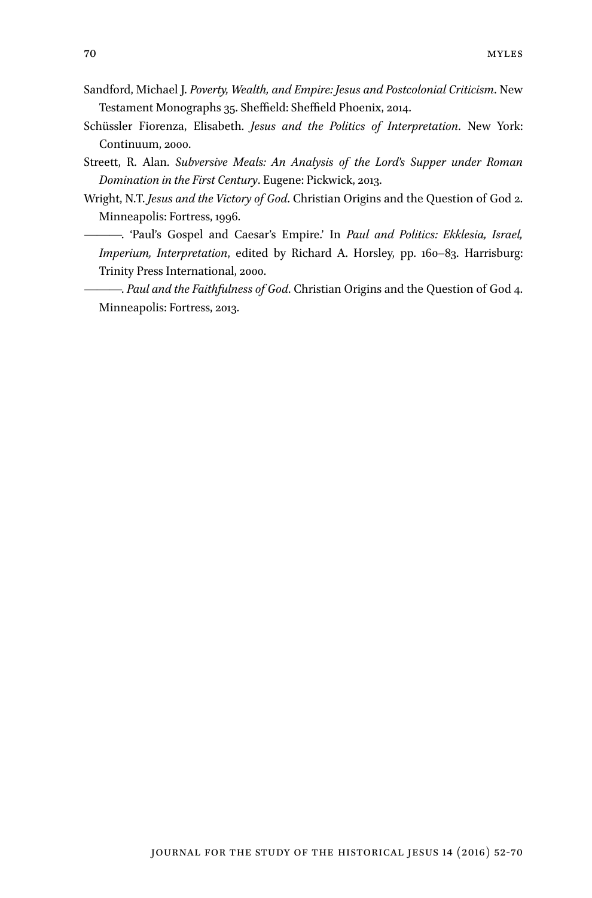Sandford, Michael J. *Poverty, Wealth, and Empire: Jesus and Postcolonial Criticism*. New Testament Monographs 35. Sheffield: Sheffield Phoenix, 2014.

Schüssler Fiorenza, Elisabeth. *Jesus and the Politics of Interpretation*. New York: Continuum, 2000.

Streett, R. Alan. *Subversive Meals: An Analysis of the Lord's Supper under Roman Domination in the First Century*. Eugene: Pickwick, 2013.

Wright, N.T. *Jesus and the Victory of God*. Christian Origins and the Question of God 2. Minneapolis: Fortress, 1996.

———. 'Paul's Gospel and Caesar's Empire.' In *Paul and Politics: Ekklesia, Israel, Imperium, Interpretation*, edited by Richard A. Horsley, pp. 160–83. Harrisburg: Trinity Press International, 2000.

———. *Paul and the Faithfulness of God*. Christian Origins and the Question of God 4. Minneapolis: Fortress, 2013.